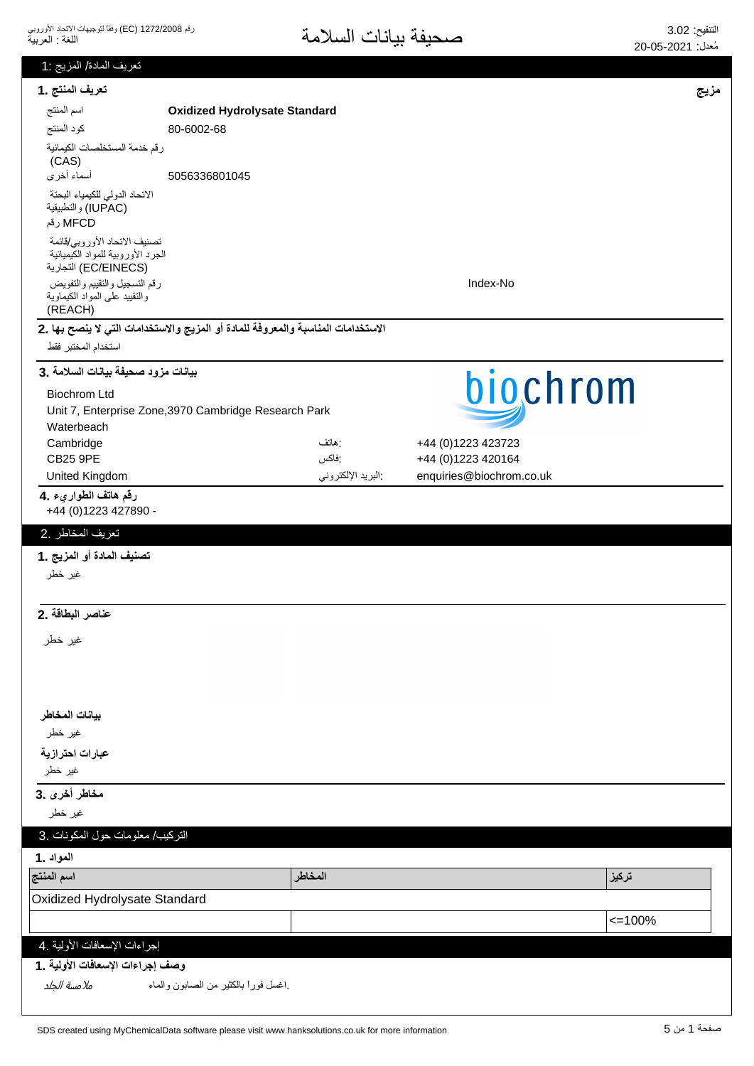# صحيفة بيانات السلامة

رقم 1272/2008 (EC) وفقاً لتوجيهات الاتحاد الأوروبي
اللغة : العربية

التنقيح: 3.02
مُعدل: 20-05-2021

## تعريف المادة/ المزيج :1

**مزيج**

### تعريف المنتج .1

| | |
|---|---|
| اسم المنتج | **Oxidized Hydrolysate Standard** |
| كود المنتج | 80-6002-68 |
| رقم خدمة المستخلصات الكيميائية (CAS) | |
| أسماء أخرى | 5056336801045 |
| الاتحاد الدولي للكيمياء البحتة والتطبيقية (IUPAC) | |
| رقم MFCD | |
| تصنيف الاتحاد الأوروبي/قائمة الجرد الأوروبية للمواد الكيميائية التجارية (EC/EINECS) | |
| رقم التسجيل والتقييم والتفويض والتقييد على المواد الكيماوية (REACH) | Index-No |

### الاستخدامات المناسبة والمعروفة للمادة أو المزيج والاستخدامات التي لا ينصح بها .2

استخدام المختبر فقط

### بيانات مزود صحيفة بيانات السلامة .3

Biochrom Ltd
Unit 7, Enterprise Zone,3970 Cambridge Research Park
Waterbeach
Cambridge
CB25 9PE
United Kingdom

هاتف: +44 (0)1223 423723
فاكس: +44 (0)1223 420164
البريد الإلكتروني: enquiries@biochrom.co.uk

### رقم هاتف الطوارىء .4

+44 (0)1223 427890 -

## تعريف المخاطر .2

### تصنيف المادة أو المزيج .1

غير خطر

### عناصر البطاقة .2

غير خطر

**بيانات المخاطر**

غير خطر

**عبارات احترازية**

غير خطر

### مخاطر أخرى .3

غير خطر

## التركيب/ معلومات حول المكونات .3

### المواد .1

| اسم المنتج | المخاطر | تركيز |
|---|---|---|
| Oxidized Hydrolysate Standard | | |
| | | <=100% |

## إجراءات الإسعافات الأولية .4

### وصف إجراءات الإسعافات الأولية .1

*ملامسة الجلد* — اغسل فوراً بالكثير من الصابون والماء.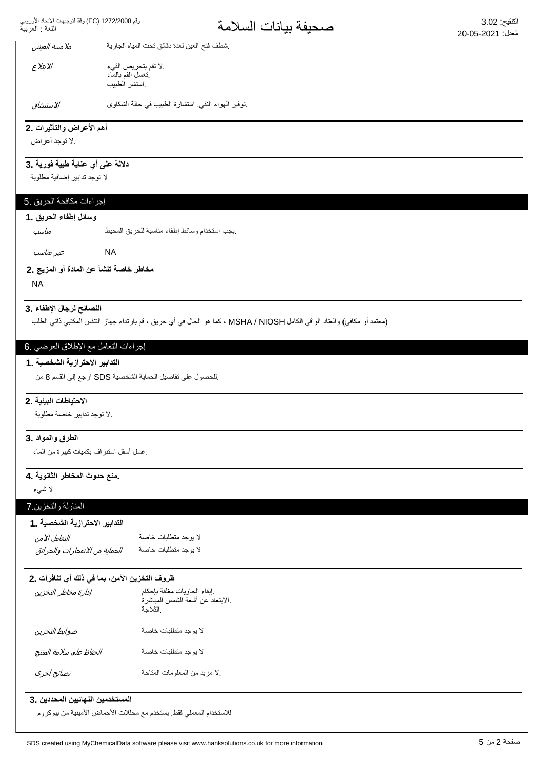| | |
|---|---|
| *ملامسة العينين* | .شطف فتح العين لعدة دقائق تحت المياه الجارية |
| *الابتلاع* | .لا تقم بتحريض القيء<br>.تغسل الفم بالماء<br>.استشر الطبيب |
| *الاستنشاق* | .توفير الهواء النقي. استشارة الطبيب في حالة الشكاوى |

### أهم الأعراض والتأثيرات .2

.لا توجد أعراض

### دلالة على أي عناية طبية فورية .3

لا توجد تدابير إضافية مطلوبة

## إجراءات مكافحة الحريق .5

### وسائل إطفاء الحريق .1

| | |
|---|---|
| *مناسب* | .يجب استخدام وسائط إطفاء مناسبة للحريق المحيط |
| *غير مناسب* | NA |

### مخاطر خاصة تنشأ عن المادة أو المزيج .2

NA

### النصائح لرجال الإطفاء .3

(معتمد أو مكافئ) والعتاد الواقي الكامل MSHA / NIOSH ، كما هو الحال في أي حريق ، قم بارتداء جهاز التنفس المكتبي ذاتي الطلب

## إجراءات التعامل مع الإطلاق العرضي .6

### التدابير الاحترازية الشخصية .1

.للحصول على تفاصيل الحماية الشخصية SDS ارجع إلى القسم 8 من

### الاحتياطات البيئية .2

.لا توجد تدابير خاصة مطلوبة

### الطرق والمواد .3

.غسل أسفل استنزاف بكميات كبيرة من الماء

### .منع حدوث المخاطر الثانوية .4

لا شيء

## المناولة والتخزين.7

### التدابير الاحترازية الشخصية .1

| | |
|---|---|
| *التعامل الآمن* | لا يوجد متطلبات خاصة |
| *الحماية من الانفجارات والحرائق* | لا يوجد متطلبات خاصة |

### ظروف التخزين الآمن، بما في ذلك أي تنافرات .2

| | |
|---|---|
| *إدارة مخاطر التخزين* | .إبقاء الحاويات مغلقة بإحكام<br>.الابتعاد عن أشعة الشمس المباشرة<br>.الثلاجة |
| *ضوابط التخزين* | لا يوجد متطلبات خاصة |
| *الحفاظ على سلامة المنتج* | لا يوجد متطلبات خاصة |
| *نصائح أخرى* | .لا مزيد من المعلومات المتاحة |

### المستخدمين النهائيين المحددين .3

للاستخدام المعملي فقط. يستخدم مع محللات الأحماض الأمينية من بيوكروم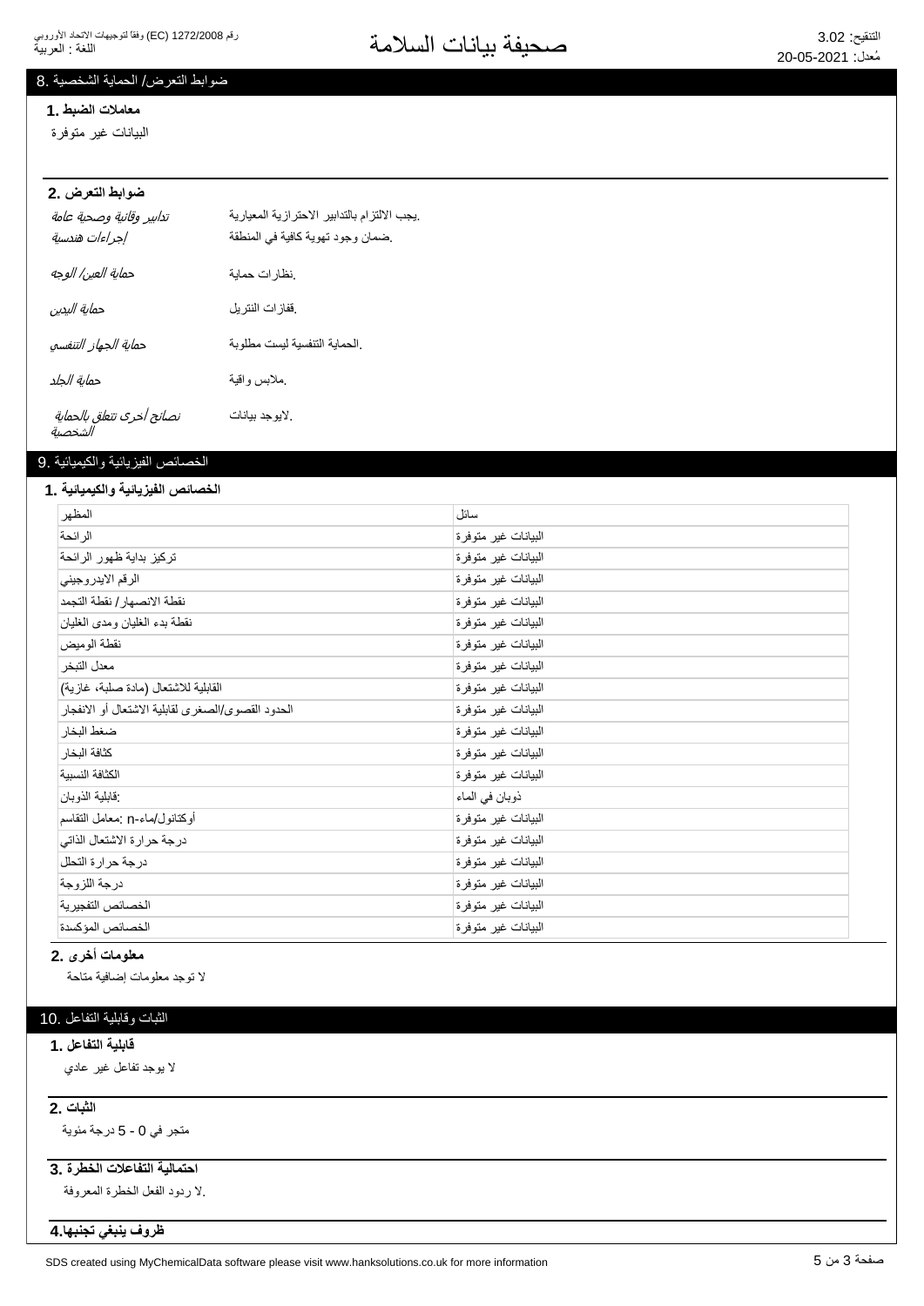## 8. ضوابط التعرض/ الحماية الشخصية

### 1. معاملات الضبط

البيانات غير متوفرة

### 2. ضوابط التعرض

| | |
|---|---|
| *تدابير وقائية وصحية عامة* | يجب الالتزام بالتدابير الاحترازية المعيارية. |
| *إجراءات هندسية* | ضمان وجود تهوية كافية في المنطقة. |
| *حماية العين/ الوجه* | نظارات حماية. |
| *حماية اليدين* | قفازات النتريل. |
| *حماية الجهاز التنفسي* | الحماية التنفسية ليست مطلوبة. |
| *حماية الجلد* | ملابس واقية. |
| *نصائح أخرى تتعلق بالحماية الشخصية* | لايوجد بيانات. |

## 9. الخصائص الفيزيائية والكيميائية

### 1. الخصائص الفيزيائية والكيميائية

| | |
|---|---|
| المظهر | سائل |
| الرائحة | البيانات غير متوفرة |
| تركيز بداية ظهور الرائحة | البيانات غير متوفرة |
| الرقم الايدروجيني | البيانات غير متوفرة |
| نقطة الانصهار/ نقطة التجمد | البيانات غير متوفرة |
| نقطة بدء الغليان ومدى الغليان | البيانات غير متوفرة |
| نقطة الوميض | البيانات غير متوفرة |
| معدل التبخر | البيانات غير متوفرة |
| القابلية للاشتعال (مادة صلبة، غازية) | البيانات غير متوفرة |
| الحدود القصوى/الصغرى لقابلية الاشتعال أو الانفجار | البيانات غير متوفرة |
| ضغط البخار | البيانات غير متوفرة |
| كثافة البخار | البيانات غير متوفرة |
| الكثافة النسبية | البيانات غير متوفرة |
| قابلية الذوبان: | ذوبان في الماء |
| معامل التقاسم: n-أوكتانول/ماء | البيانات غير متوفرة |
| درجة حرارة الاشتعال الذاتي | البيانات غير متوفرة |
| درجة حرارة التحلل | البيانات غير متوفرة |
| درجة اللزوجة | البيانات غير متوفرة |
| الخصائص التفجيرية | البيانات غير متوفرة |
| الخصائص المؤكسدة | البيانات غير متوفرة |

### 2. معلومات أخرى

لا توجد معلومات إضافية متاحة

## 10. الثبات وقابلية التفاعل

### 1. قابلية التفاعل

لا يوجد تفاعل غير عادي

### 2. الثبات

متجر في 0 - 5 درجة مئوية

### 3. احتمالية التفاعلات الخطرة

لا ردود الفعل الخطرة المعروفة.

### 4. ظروف ينبغي تجنبها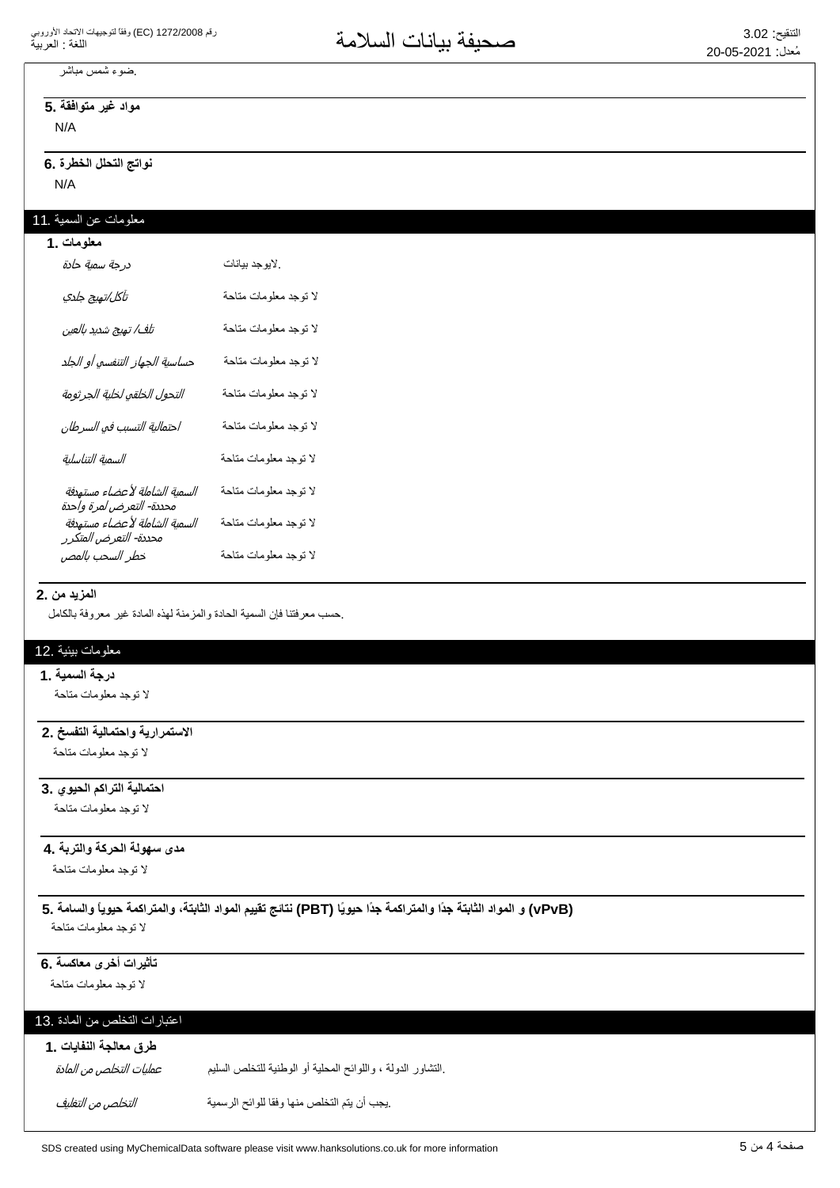.ضوء شمس مباشر

**5. مواد غير متوافقة**

N/A

**6. نواتج التحلل الخطرة**

N/A

## 11. معلومات عن السمية

**1. معلومات**

| | |
|---|---|
| *درجة سمية حادة* | .لايوجد بيانات |
| *تآكل/تهيج جلدي* | لا توجد معلومات متاحة |
| *تلف/ تهيج شديد بالعين* | لا توجد معلومات متاحة |
| *حساسية الجهاز التنفسي أو الجلد* | لا توجد معلومات متاحة |
| *التحول الخلقي لخلية الجرثومة* | لا توجد معلومات متاحة |
| *احتمالية التسبب في السرطان* | لا توجد معلومات متاحة |
| *السمية التناسلية* | لا توجد معلومات متاحة |
| *السمية الشاملة لأعضاء مستهدفة محددة- التعرض لمرة واحدة* | لا توجد معلومات متاحة |
| *السمية الشاملة لأعضاء مستهدفة محددة- التعرض المتكرر* | لا توجد معلومات متاحة |
| *خطر السحب بالمص* | لا توجد معلومات متاحة |

**2. المزيد من**

.حسب معرفتنا فإن السمية الحادة والمزمنة لهذه المادة غير معروفة بالكامل

## 12. معلومات بيئية

**1. درجة السمية**

لا توجد معلومات متاحة

**2. الاستمرارية واحتمالية التفسخ**

لا توجد معلومات متاحة

**3. احتمالية التراكم الحيوي**

لا توجد معلومات متاحة

**4. مدى سهولة الحركة والتربة**

لا توجد معلومات متاحة

**5. نتائج تقييم المواد الثابتة، والمتراكمة حيويًا والسامة (PBT) و المواد الثابتة جدًا والمتراكمة جدًا حيويًا (vPvB)**

لا توجد معلومات متاحة

**6. تأثيرات أخرى معاكسة**

لا توجد معلومات متاحة

## 13. اعتبارات التخلص من المادة

**1. طرق معالجة النفايات**

| | |
|---|---|
| *عمليات التخلص من المادة* | .التشاور الدولة ، واللوائح المحلية أو الوطنية للتخلص السليم |
| *التخلص من التغليف* | .يجب أن يتم التخلص منها وفقا للوائح الرسمية |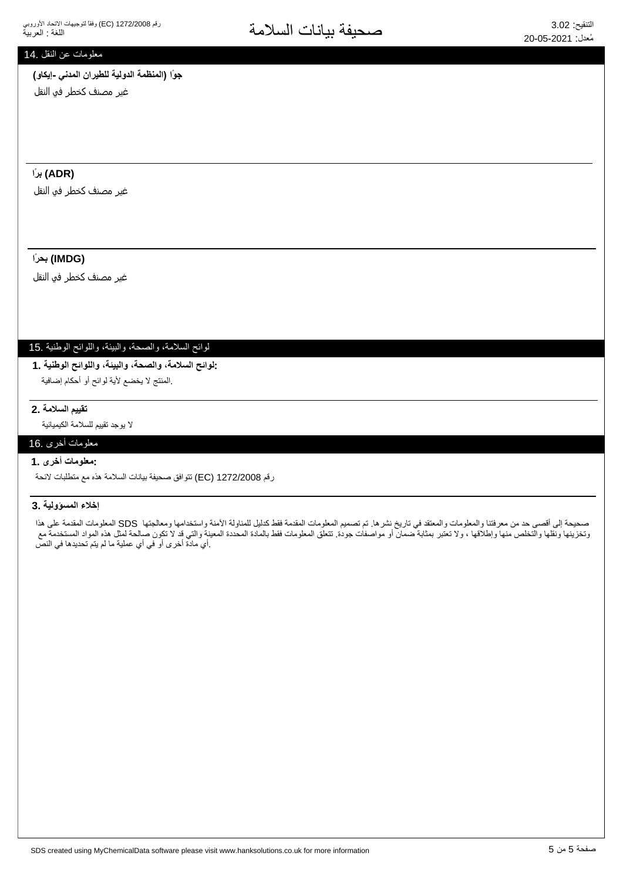## 14. معلومات عن النقل

**جوًا (المنظمة الدولية للطيران المدني -إيكاو)**

غير مصنف كخطر في النقل

**برًا (ADR)**

غير مصنف كخطر في النقل

**بحرًا (IMDG)**

غير مصنف كخطر في النقل

## 15. لوائح السلامة، والصحة، والبيئة، واللوائح الوطنية

**1. لوائح السلامة، والصحة، والبيئة، واللوائح الوطنية:**

المنتج لا يخضع لأية لوائح أو أحكام إضافية.

**2. تقييم السلامة**

لا يوجد تقييم للسلامة الكيميائية

## 16. معلومات أخرى

**1. معلومات أخرى:**

تتوافق صحيفة بيانات السلامة هذه مع متطلبات لائحة (EC) رقم 1272/2008

**3. إخلاء المسؤولية**

المعلومات المقدمة على هذا SDS صحيحة إلى أقصى حد من معرفتنا والمعلومات والمعتقد في تاريخ نشرها. تم تصميم المعلومات المقدمة فقط كدليل للمناولة الآمنة واستخدامها ومعالجتها وتخزينها ونقلها والتخلص منها وإطلاقها ، ولا تعتبر بمثابة ضمان أو مواصفات جودة. تتعلق المعلومات فقط بالمادة المحددة المعينة والتي قد لا تكون صالحة لمثل هذه المواد المستخدمة مع أي مادة أخرى أو في أي عملية ما لم يتم تحديدها في النص.

SDS created using MyChemicalData software please visit www.hanksolutions.co.uk for more information